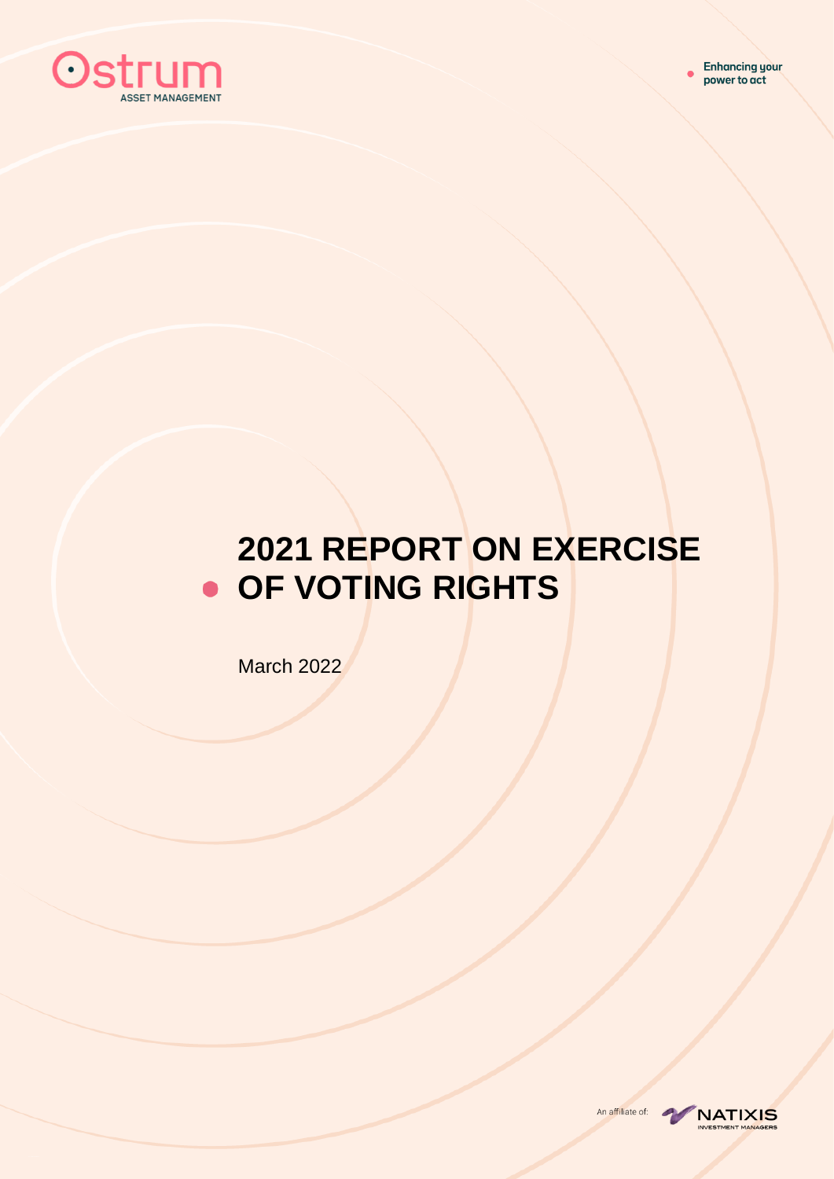Ostrum ASSET MANAGEMENT

Enhancing your power to act

# 2021 REPORT ON EXERCISE OF VOTING RIGHTS

March 2022

An affiliate of: NATIXIS INVESTMENT MANAGERS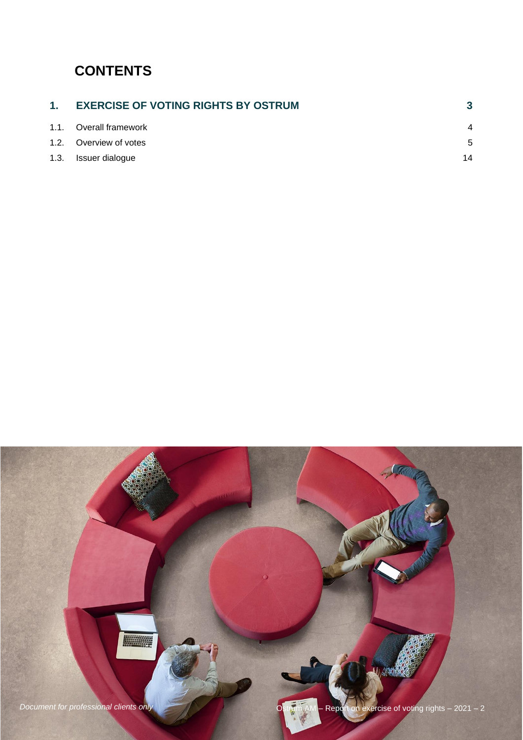# CONTENTS

| | | |
|---|---|---|
| **1.** | **EXERCISE OF VOTING RIGHTS BY OSTRUM** | **3** |
| 1.1. | Overall framework | 4 |
| 1.2. | Overview of votes | 5 |
| 1.3. | Issuer dialogue | 14 |

*Document for professional clients only*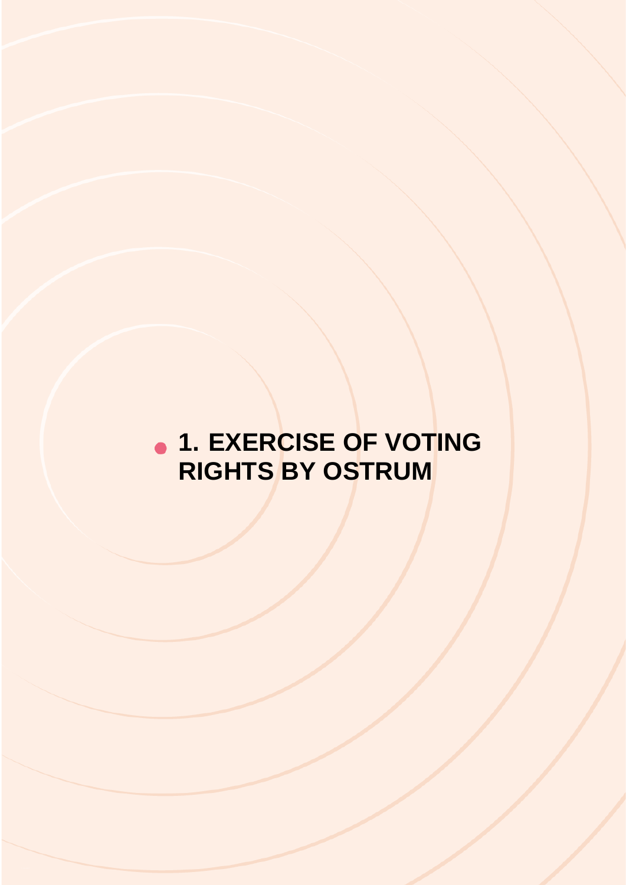# 1. EXERCISE OF VOTING RIGHTS BY OSTRUM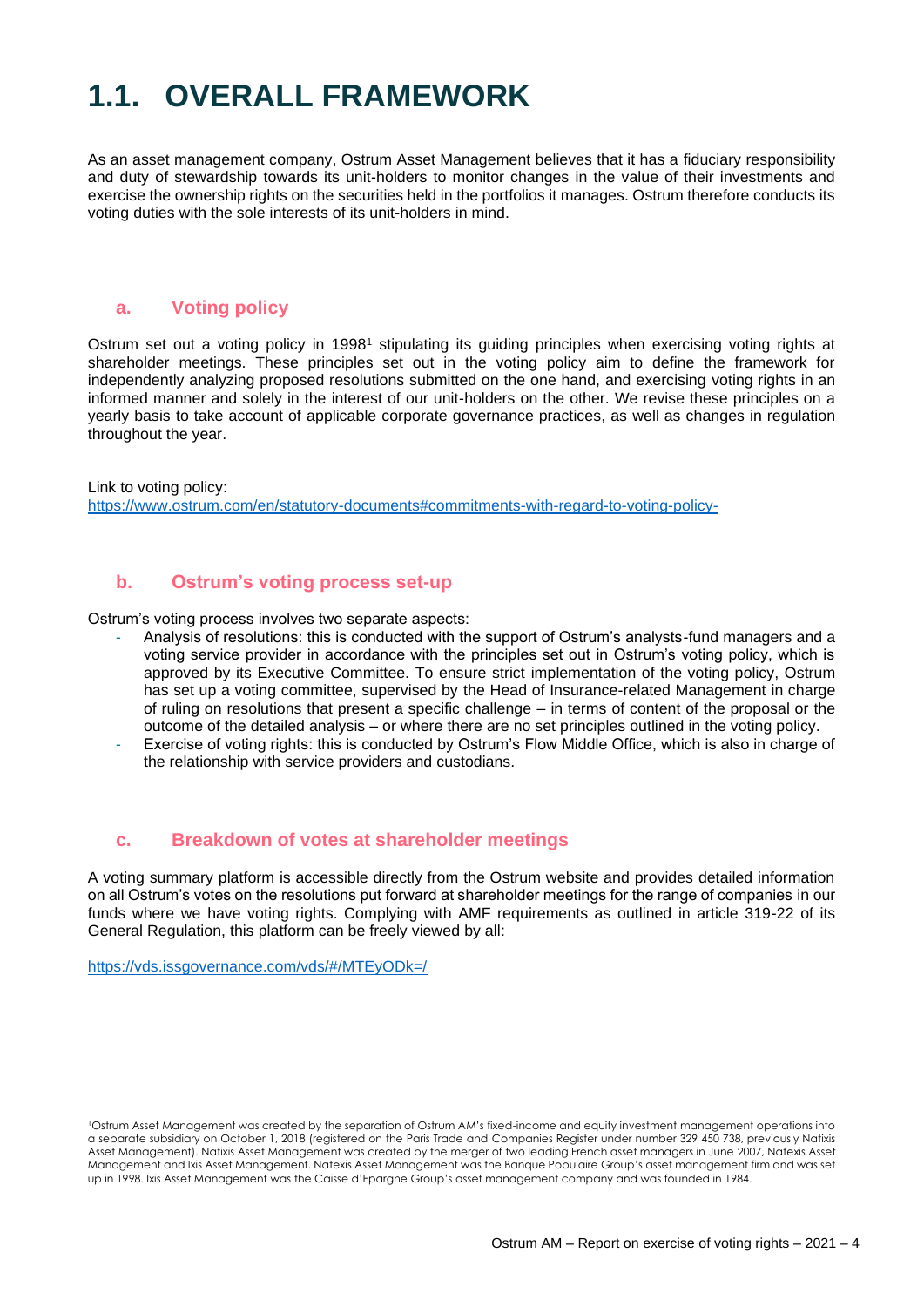# 1.1. OVERALL FRAMEWORK

As an asset management company, Ostrum Asset Management believes that it has a fiduciary responsibility and duty of stewardship towards its unit-holders to monitor changes in the value of their investments and exercise the ownership rights on the securities held in the portfolios it manages. Ostrum therefore conducts its voting duties with the sole interests of its unit-holders in mind.

## a. Voting policy

Ostrum set out a voting policy in 1998[1] stipulating its guiding principles when exercising voting rights at shareholder meetings. These principles set out in the voting policy aim to define the framework for independently analyzing proposed resolutions submitted on the one hand, and exercising voting rights in an informed manner and solely in the interest of our unit-holders on the other. We revise these principles on a yearly basis to take account of applicable corporate governance practices, as well as changes in regulation throughout the year.

Link to voting policy:
[https://www.ostrum.com/en/statutory-documents#commitments-with-regard-to-voting-policy-](https://www.ostrum.com/en/statutory-documents#commitments-with-regard-to-voting-policy-)

## b. Ostrum's voting process set-up

Ostrum's voting process involves two separate aspects:

- Analysis of resolutions: this is conducted with the support of Ostrum's analysts-fund managers and a voting service provider in accordance with the principles set out in Ostrum's voting policy, which is approved by its Executive Committee. To ensure strict implementation of the voting policy, Ostrum has set up a voting committee, supervised by the Head of Insurance-related Management in charge of ruling on resolutions that present a specific challenge – in terms of content of the proposal or the outcome of the detailed analysis – or where there are no set principles outlined in the voting policy.
- Exercise of voting rights: this is conducted by Ostrum's Flow Middle Office, which is also in charge of the relationship with service providers and custodians.

## c. Breakdown of votes at shareholder meetings

A voting summary platform is accessible directly from the Ostrum website and provides detailed information on all Ostrum's votes on the resolutions put forward at shareholder meetings for the range of companies in our funds where we have voting rights. Complying with AMF requirements as outlined in article 319-22 of its General Regulation, this platform can be freely viewed by all:

[https://vds.issgovernance.com/vds/#/MTEyODk=/](https://vds.issgovernance.com/vds/#/MTEyODk=/)

[1]Ostrum Asset Management was created by the separation of Ostrum AM's fixed-income and equity investment management operations into a separate subsidiary on October 1, 2018 (registered on the Paris Trade and Companies Register under number 329 450 738, previously Natixis Asset Management). Natixis Asset Management was created by the merger of two leading French asset managers in June 2007, Natexis Asset Management and Ixis Asset Management. Natexis Asset Management was the Banque Populaire Group's asset management firm and was set up in 1998. Ixis Asset Management was the Caisse d'Epargne Group's asset management company and was founded in 1984.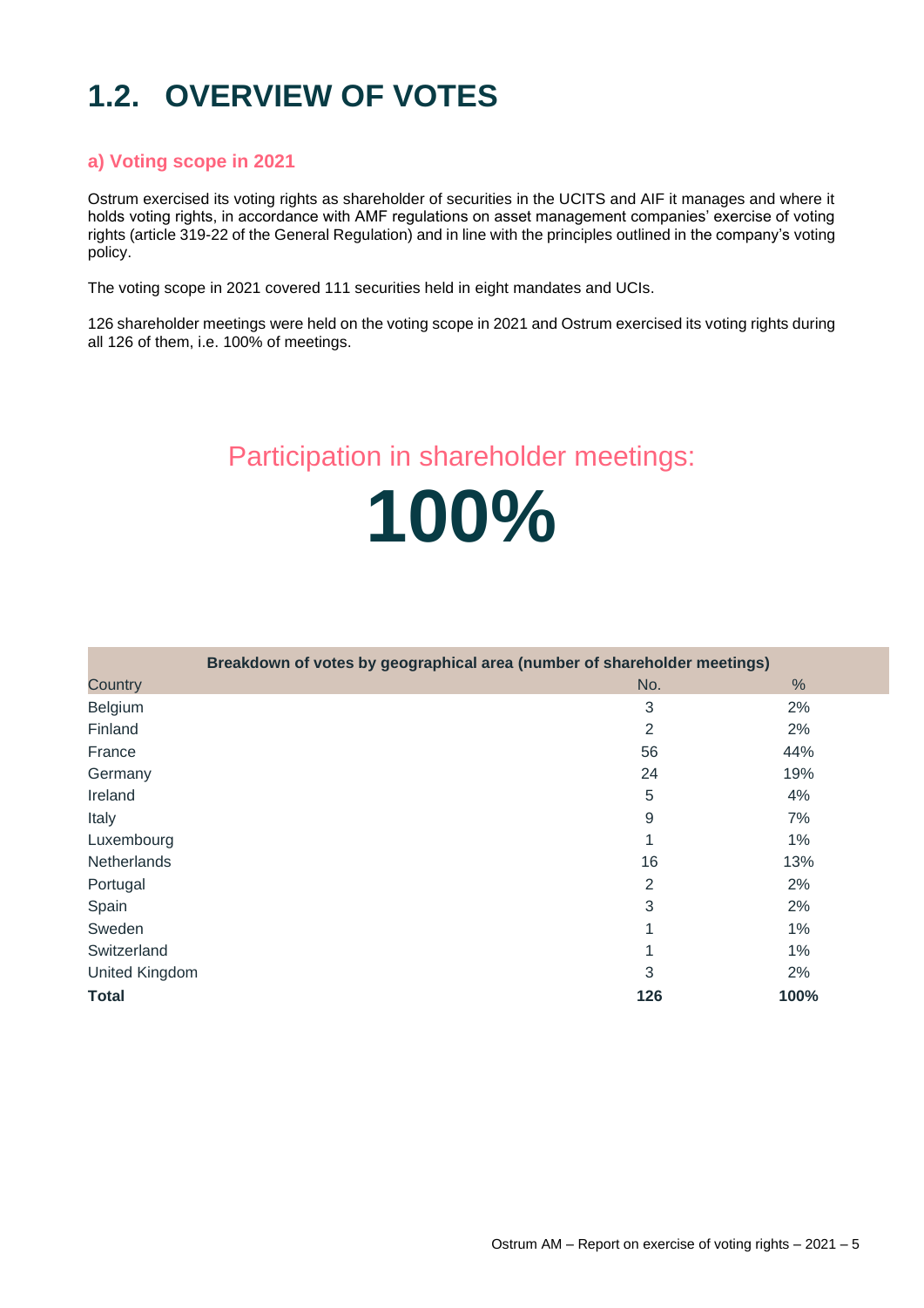# 1.2. OVERVIEW OF VOTES

### a) Voting scope in 2021

Ostrum exercised its voting rights as shareholder of securities in the UCITS and AIF it manages and where it holds voting rights, in accordance with AMF regulations on asset management companies' exercise of voting rights (article 319-22 of the General Regulation) and in line with the principles outlined in the company's voting policy.

The voting scope in 2021 covered 111 securities held in eight mandates and UCIs.

126 shareholder meetings were held on the voting scope in 2021 and Ostrum exercised its voting rights during all 126 of them, i.e. 100% of meetings.

Participation in shareholder meetings:

**100%**

| Breakdown of votes by geographical area (number of shareholder meetings) | | |
|---|---|---|
| Country | No. | % |
| Belgium | 3 | 2% |
| Finland | 2 | 2% |
| France | 56 | 44% |
| Germany | 24 | 19% |
| Ireland | 5 | 4% |
| Italy | 9 | 7% |
| Luxembourg | 1 | 1% |
| Netherlands | 16 | 13% |
| Portugal | 2 | 2% |
| Spain | 3 | 2% |
| Sweden | 1 | 1% |
| Switzerland | 1 | 1% |
| United Kingdom | 3 | 2% |
| **Total** | **126** | **100%** |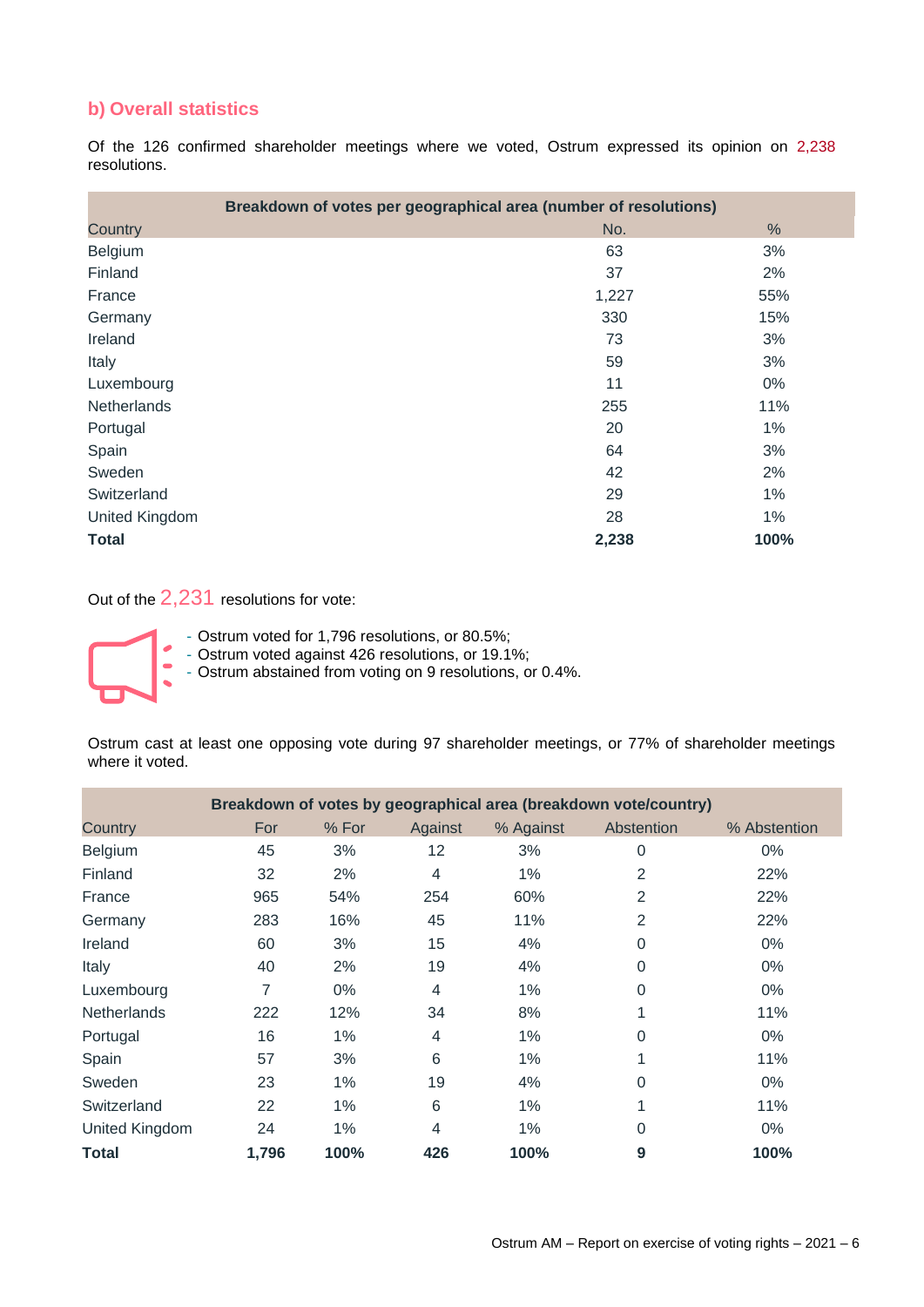## b) Overall statistics

Of the 126 confirmed shareholder meetings where we voted, Ostrum expressed its opinion on 2,238 resolutions.

| Breakdown of votes per geographical area (number of resolutions) | | |
|---|---|---|
| Country | No. | % |
| Belgium | 63 | 3% |
| Finland | 37 | 2% |
| France | 1,227 | 55% |
| Germany | 330 | 15% |
| Ireland | 73 | 3% |
| Italy | 59 | 3% |
| Luxembourg | 11 | 0% |
| Netherlands | 255 | 11% |
| Portugal | 20 | 1% |
| Spain | 64 | 3% |
| Sweden | 42 | 2% |
| Switzerland | 29 | 1% |
| United Kingdom | 28 | 1% |
| **Total** | **2,238** | **100%** |

Out of the 2,231 resolutions for vote:

- Ostrum voted for 1,796 resolutions, or 80.5%;
- Ostrum voted against 426 resolutions, or 19.1%;
- Ostrum abstained from voting on 9 resolutions, or 0.4%.

Ostrum cast at least one opposing vote during 97 shareholder meetings, or 77% of shareholder meetings where it voted.

| Breakdown of votes by geographical area (breakdown vote/country) | | | | | | |
|---|---|---|---|---|---|---|
| Country | For | % For | Against | % Against | Abstention | % Abstention |
| Belgium | 45 | 3% | 12 | 3% | 0 | 0% |
| Finland | 32 | 2% | 4 | 1% | 2 | 22% |
| France | 965 | 54% | 254 | 60% | 2 | 22% |
| Germany | 283 | 16% | 45 | 11% | 2 | 22% |
| Ireland | 60 | 3% | 15 | 4% | 0 | 0% |
| Italy | 40 | 2% | 19 | 4% | 0 | 0% |
| Luxembourg | 7 | 0% | 4 | 1% | 0 | 0% |
| Netherlands | 222 | 12% | 34 | 8% | 1 | 11% |
| Portugal | 16 | 1% | 4 | 1% | 0 | 0% |
| Spain | 57 | 3% | 6 | 1% | 1 | 11% |
| Sweden | 23 | 1% | 19 | 4% | 0 | 0% |
| Switzerland | 22 | 1% | 6 | 1% | 1 | 11% |
| United Kingdom | 24 | 1% | 4 | 1% | 0 | 0% |
| **Total** | **1,796** | **100%** | **426** | **100%** | **9** | **100%** |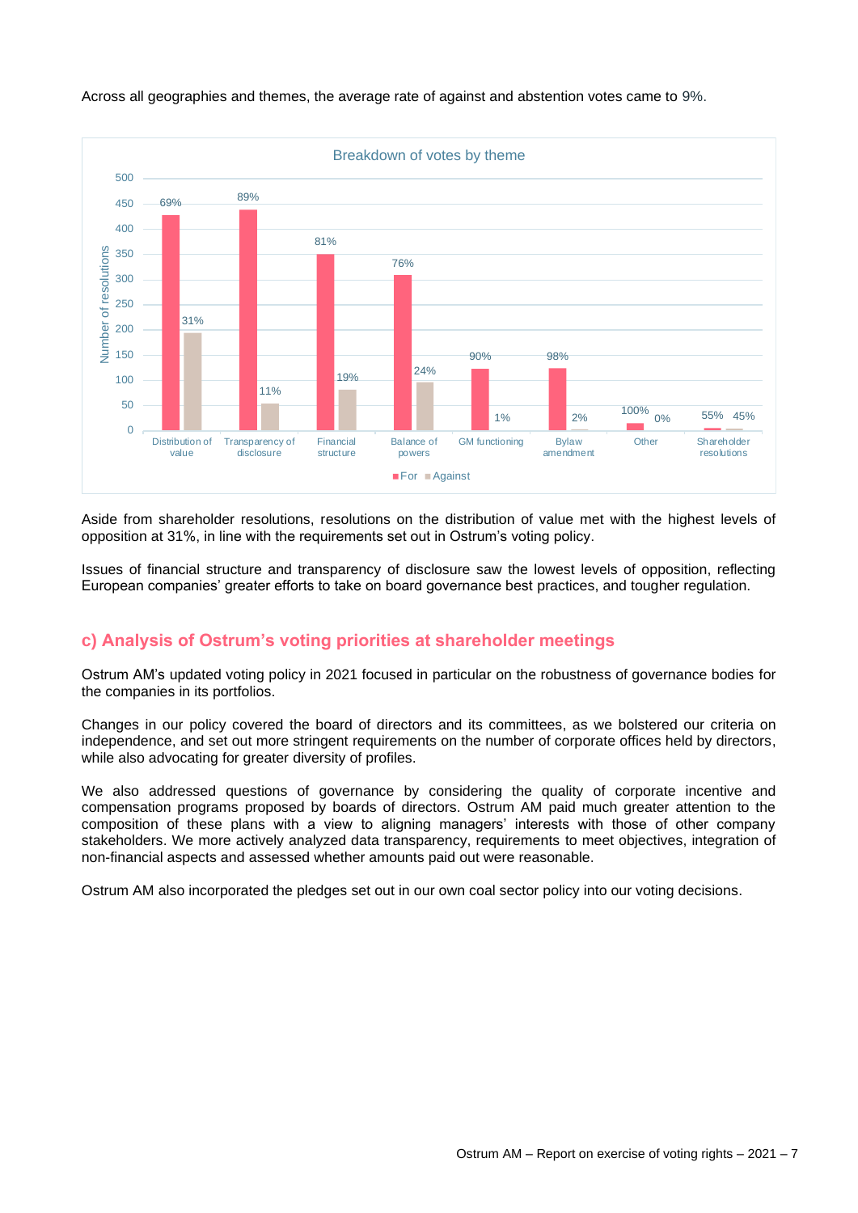Across all geographies and themes, the average rate of against and abstention votes came to 9%.

Breakdown of votes by theme

| Theme | For | Against |
|---|---|---|
| Distribution of value | 69% | 31% |
| Transparency of disclosure | 89% | 11% |
| Financial structure | 81% | 19% |
| Balance of powers | 76% | 24% |
| GM functioning | 90% | 1% |
| Bylaw amendment | 98% | 2% |
| Other | 100% | 0% |
| Shareholder resolutions | 55% | 45% |

Aside from shareholder resolutions, resolutions on the distribution of value met with the highest levels of opposition at 31%, in line with the requirements set out in Ostrum's voting policy.

Issues of financial structure and transparency of disclosure saw the lowest levels of opposition, reflecting European companies' greater efforts to take on board governance best practices, and tougher regulation.

## c) Analysis of Ostrum's voting priorities at shareholder meetings

Ostrum AM's updated voting policy in 2021 focused in particular on the robustness of governance bodies for the companies in its portfolios.

Changes in our policy covered the board of directors and its committees, as we bolstered our criteria on independence, and set out more stringent requirements on the number of corporate offices held by directors, while also advocating for greater diversity of profiles.

We also addressed questions of governance by considering the quality of corporate incentive and compensation programs proposed by boards of directors. Ostrum AM paid much greater attention to the composition of these plans with a view to aligning managers' interests with those of other company stakeholders. We more actively analyzed data transparency, requirements to meet objectives, integration of non-financial aspects and assessed whether amounts paid out were reasonable.

Ostrum AM also incorporated the pledges set out in our own coal sector policy into our voting decisions.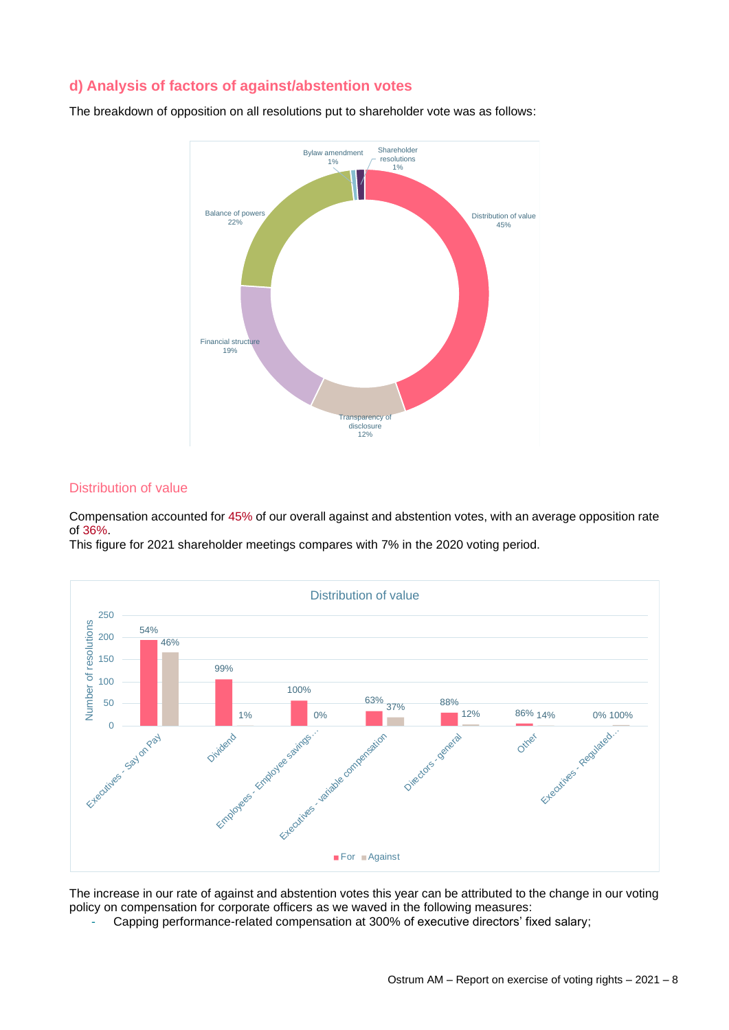## d) Analysis of factors of against/abstention votes

The breakdown of opposition on all resolutions put to shareholder vote was as follows:

| Category | Share |
|---|---|
| Distribution of value | 45% |
| Balance of powers | 22% |
| Financial structure | 19% |
| Transparency of disclosure | 12% |
| Bylaw amendment | 1% |
| Shareholder resolutions | 1% |

### Distribution of value

Compensation accounted for 45% of our overall against and abstention votes, with an average opposition rate of 36%.
This figure for 2021 shareholder meetings compares with 7% in the 2020 voting period.

**Distribution of value**

| Resolution type | For | Against |
|---|---|---|
| Executives - Say on Pay | 54% | 46% |
| Dividend | 99% | 1% |
| Employees - Employee savings… | 100% | 0% |
| Executives - variable compensation | 63% | 37% |
| Directors - general | 88% | 12% |
| Other | 86% | 14% |
| Executives - Regulated… | 0% | 100% |

The increase in our rate of against and abstention votes this year can be attributed to the change in our voting policy on compensation for corporate officers as we waved in the following measures:

- Capping performance-related compensation at 300% of executive directors' fixed salary;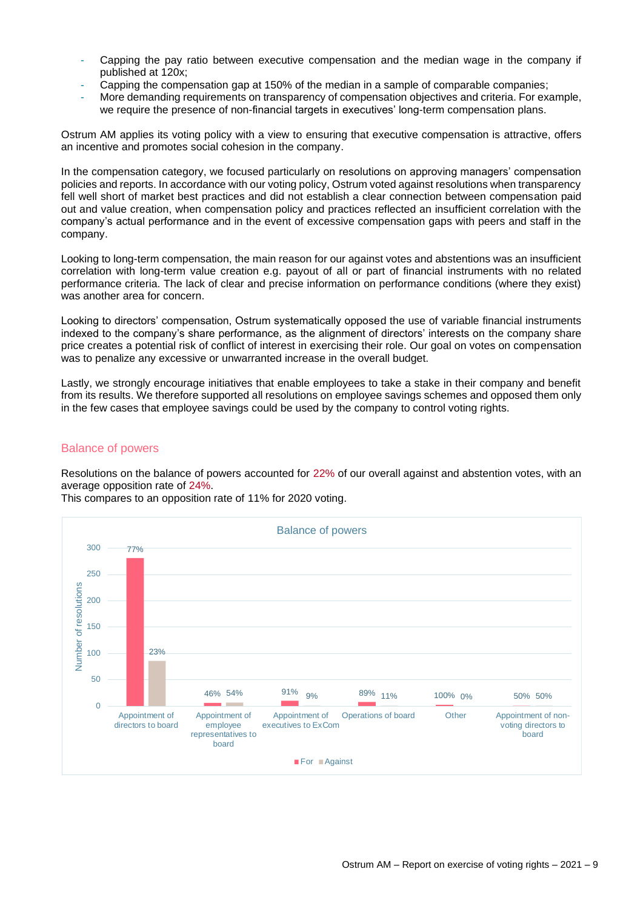- Capping the pay ratio between executive compensation and the median wage in the company if published at 120x;
- Capping the compensation gap at 150% of the median in a sample of comparable companies;
- More demanding requirements on transparency of compensation objectives and criteria. For example, we require the presence of non-financial targets in executives' long-term compensation plans.

Ostrum AM applies its voting policy with a view to ensuring that executive compensation is attractive, offers an incentive and promotes social cohesion in the company.

In the compensation category, we focused particularly on resolutions on approving managers' compensation policies and reports. In accordance with our voting policy, Ostrum voted against resolutions when transparency fell well short of market best practices and did not establish a clear connection between compensation paid out and value creation, when compensation policy and practices reflected an insufficient correlation with the company's actual performance and in the event of excessive compensation gaps with peers and staff in the company.

Looking to long-term compensation, the main reason for our against votes and abstentions was an insufficient correlation with long-term value creation e.g. payout of all or part of financial instruments with no related performance criteria. The lack of clear and precise information on performance conditions (where they exist) was another area for concern.

Looking to directors' compensation, Ostrum systematically opposed the use of variable financial instruments indexed to the company's share performance, as the alignment of directors' interests on the company share price creates a potential risk of conflict of interest in exercising their role. Our goal on votes on compensation was to penalize any excessive or unwarranted increase in the overall budget.

Lastly, we strongly encourage initiatives that enable employees to take a stake in their company and benefit from its results. We therefore supported all resolutions on employee savings schemes and opposed them only in the few cases that employee savings could be used by the company to control voting rights.

## Balance of powers

Resolutions on the balance of powers accounted for 22% of our overall against and abstention votes, with an average opposition rate of 24%.
This compares to an opposition rate of 11% for 2020 voting.

**Balance of powers**

| Number of resolutions | For | Against |
| --- | --- | --- |
| Appointment of directors to board | 77% | 23% |
| Appointment of employee representatives to board | 46% | 54% |
| Appointment of executives to ExCom | 91% | 9% |
| Operations of board | 89% | 11% |
| Other | 100% | 0% |
| Appointment of non-voting directors to board | 50% | 50% |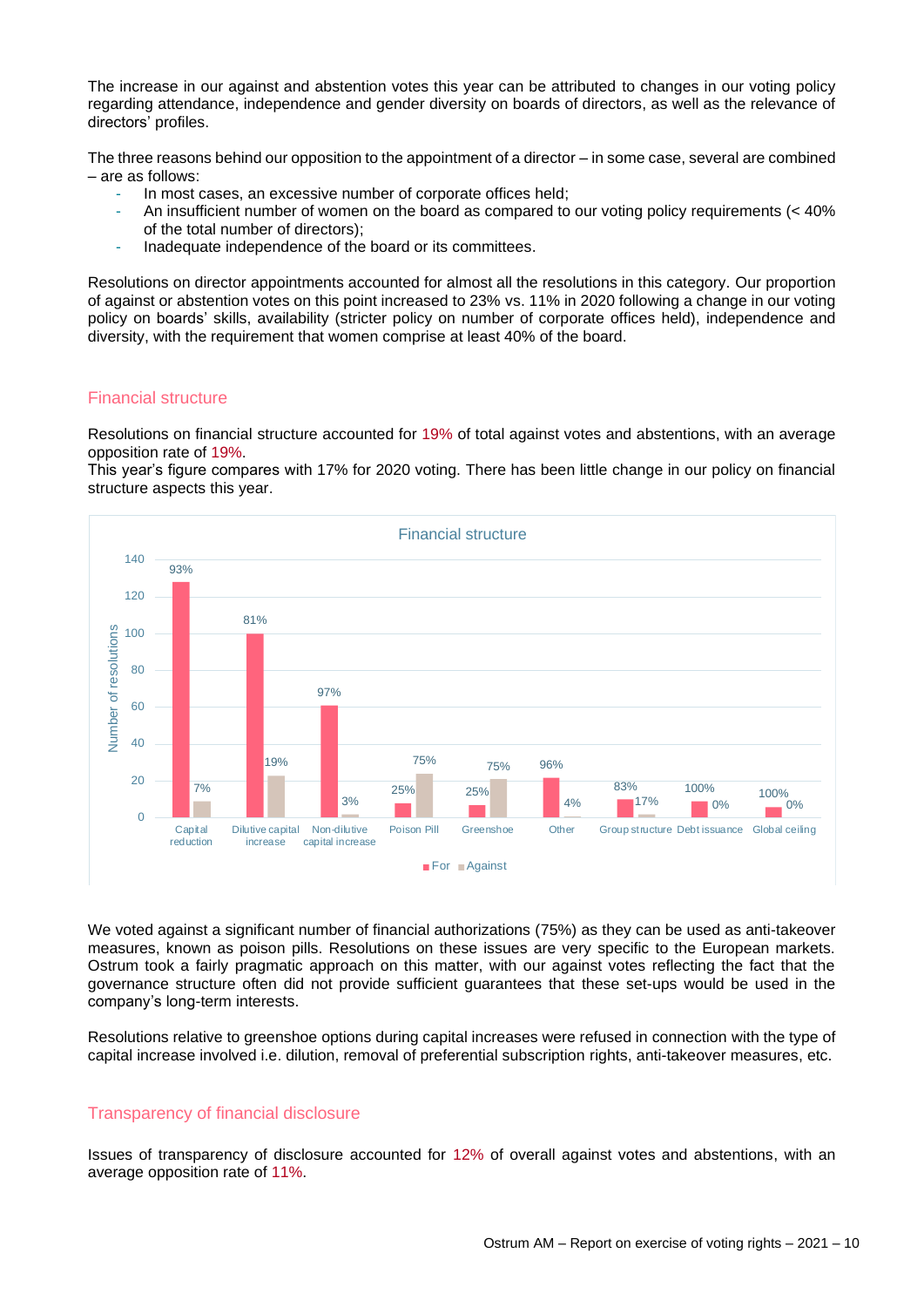The increase in our against and abstention votes this year can be attributed to changes in our voting policy regarding attendance, independence and gender diversity on boards of directors, as well as the relevance of directors' profiles.

The three reasons behind our opposition to the appointment of a director – in some case, several are combined – are as follows:

- In most cases, an excessive number of corporate offices held;
- An insufficient number of women on the board as compared to our voting policy requirements (< 40% of the total number of directors);
- Inadequate independence of the board or its committees.

Resolutions on director appointments accounted for almost all the resolutions in this category. Our proportion of against or abstention votes on this point increased to 23% vs. 11% in 2020 following a change in our voting policy on boards' skills, availability (stricter policy on number of corporate offices held), independence and diversity, with the requirement that women comprise at least 40% of the board.

## Financial structure

Resolutions on financial structure accounted for 19% of total against votes and abstentions, with an average opposition rate of 19%.
This year's figure compares with 17% for 2020 voting. There has been little change in our policy on financial structure aspects this year.

**Financial structure**

| | For | Against |
|---|---|---|
| Capital reduction | 93% | 7% |
| Dilutive capital increase | 81% | 19% |
| Non-dilutive capital increase | 97% | 3% |
| Poison Pill | 25% | 75% |
| Greenshoe | 25% | 75% |
| Other | 96% | 4% |
| Group structure | 83% | 17% |
| Debt issuance | 100% | 0% |
| Global ceiling | 100% | 0% |

We voted against a significant number of financial authorizations (75%) as they can be used as anti-takeover measures, known as poison pills. Resolutions on these issues are very specific to the European markets. Ostrum took a fairly pragmatic approach on this matter, with our against votes reflecting the fact that the governance structure often did not provide sufficient guarantees that these set-ups would be used in the company's long-term interests.

Resolutions relative to greenshoe options during capital increases were refused in connection with the type of capital increase involved i.e. dilution, removal of preferential subscription rights, anti-takeover measures, etc.

## Transparency of financial disclosure

Issues of transparency of disclosure accounted for 12% of overall against votes and abstentions, with an average opposition rate of 11%.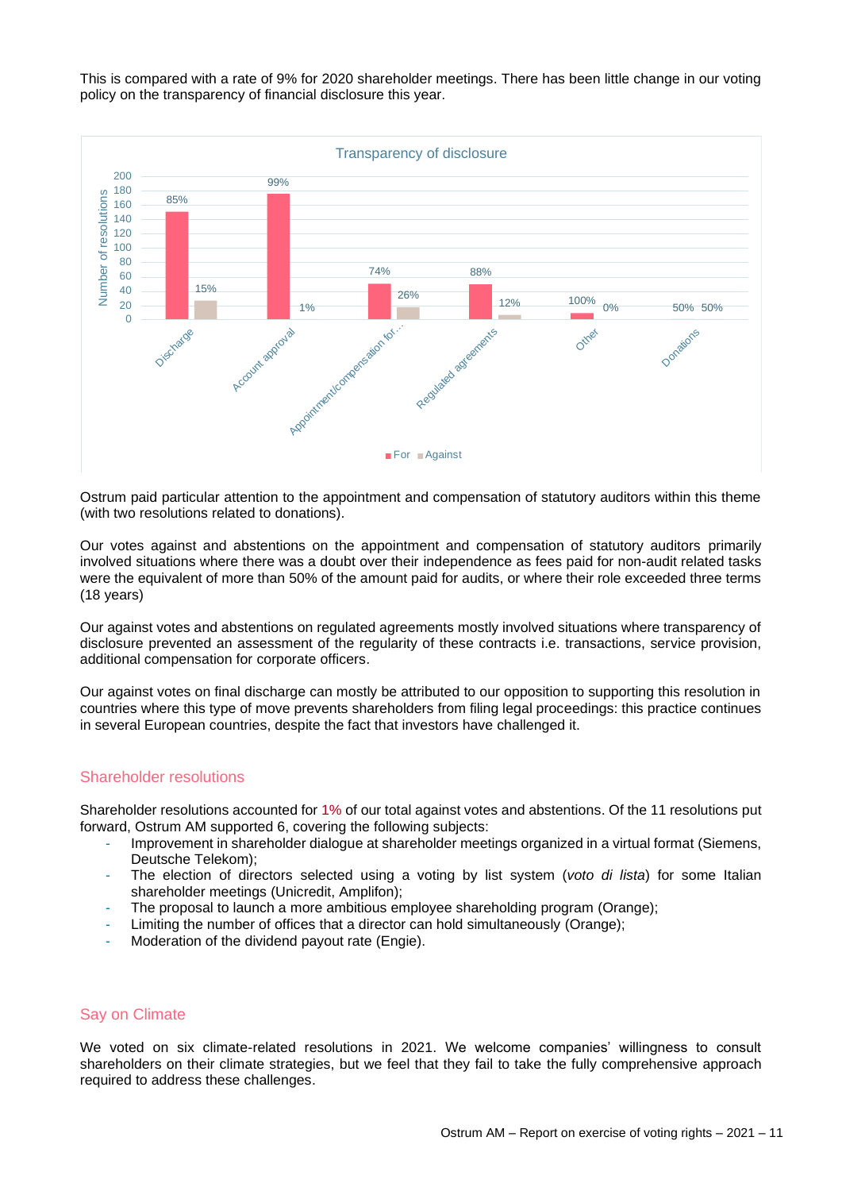This is compared with a rate of 9% for 2020 shareholder meetings. There has been little change in our voting policy on the transparency of financial disclosure this year.

**Transparency of disclosure**

| Resolution type | For | Against |
|---|---|---|
| Discharge | 85% | 15% |
| Account approval | 99% | 1% |
| Appointment/compensation for... | 74% | 26% |
| Regulated agreements | 88% | 12% |
| Other | 100% | 0% |
| Donations | 50% | 50% |

Ostrum paid particular attention to the appointment and compensation of statutory auditors within this theme (with two resolutions related to donations).

Our votes against and abstentions on the appointment and compensation of statutory auditors primarily involved situations where there was a doubt over their independence as fees paid for non-audit related tasks were the equivalent of more than 50% of the amount paid for audits, or where their role exceeded three terms (18 years)

Our against votes and abstentions on regulated agreements mostly involved situations where transparency of disclosure prevented an assessment of the regularity of these contracts i.e. transactions, service provision, additional compensation for corporate officers.

Our against votes on final discharge can mostly be attributed to our opposition to supporting this resolution in countries where this type of move prevents shareholders from filing legal proceedings: this practice continues in several European countries, despite the fact that investors have challenged it.

## Shareholder resolutions

Shareholder resolutions accounted for 1% of our total against votes and abstentions. Of the 11 resolutions put forward, Ostrum AM supported 6, covering the following subjects:

- Improvement in shareholder dialogue at shareholder meetings organized in a virtual format (Siemens, Deutsche Telekom);
- The election of directors selected using a voting by list system (*voto di lista*) for some Italian shareholder meetings (Unicredit, Amplifon);
- The proposal to launch a more ambitious employee shareholding program (Orange);
- Limiting the number of offices that a director can hold simultaneously (Orange);
- Moderation of the dividend payout rate (Engie).

## Say on Climate

We voted on six climate-related resolutions in 2021. We welcome companies' willingness to consult shareholders on their climate strategies, but we feel that they fail to take the fully comprehensive approach required to address these challenges.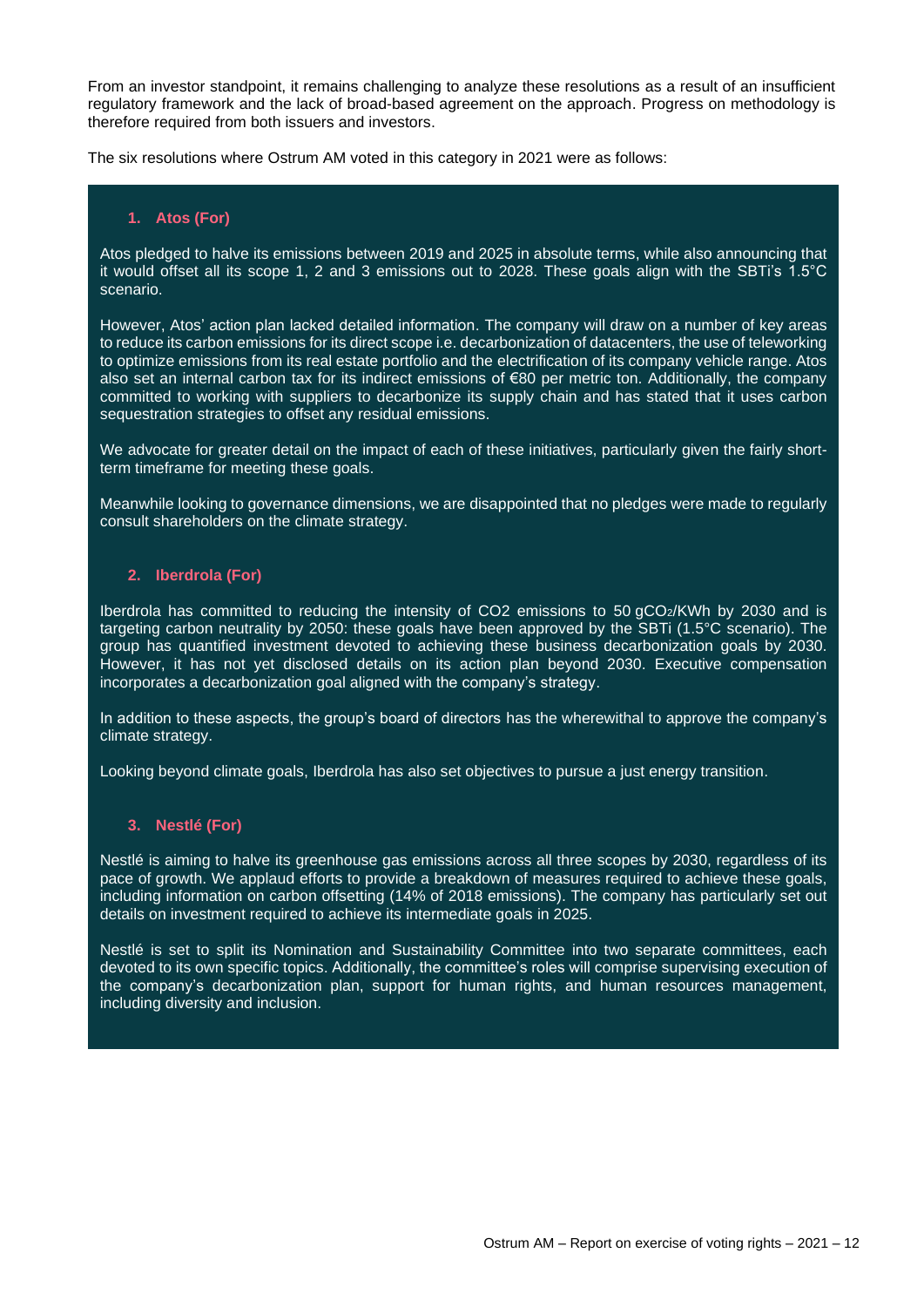From an investor standpoint, it remains challenging to analyze these resolutions as a result of an insufficient regulatory framework and the lack of broad-based agreement on the approach. Progress on methodology is therefore required from both issuers and investors.

The six resolutions where Ostrum AM voted in this category in 2021 were as follows:

### 1. Atos (For)

Atos pledged to halve its emissions between 2019 and 2025 in absolute terms, while also announcing that it would offset all its scope 1, 2 and 3 emissions out to 2028. These goals align with the SBTi's 1.5°C scenario.

However, Atos' action plan lacked detailed information. The company will draw on a number of key areas to reduce its carbon emissions for its direct scope i.e. decarbonization of datacenters, the use of teleworking to optimize emissions from its real estate portfolio and the electrification of its company vehicle range. Atos also set an internal carbon tax for its indirect emissions of €80 per metric ton. Additionally, the company committed to working with suppliers to decarbonize its supply chain and has stated that it uses carbon sequestration strategies to offset any residual emissions.

We advocate for greater detail on the impact of each of these initiatives, particularly given the fairly short-term timeframe for meeting these goals.

Meanwhile looking to governance dimensions, we are disappointed that no pledges were made to regularly consult shareholders on the climate strategy.

### 2. Iberdrola (For)

Iberdrola has committed to reducing the intensity of CO2 emissions to 50 $gCO_2$/KWh by 2030 and is targeting carbon neutrality by 2050: these goals have been approved by the SBTi (1.5°C scenario). The group has quantified investment devoted to achieving these business decarbonization goals by 2030. However, it has not yet disclosed details on its action plan beyond 2030. Executive compensation incorporates a decarbonization goal aligned with the company's strategy.

In addition to these aspects, the group's board of directors has the wherewithal to approve the company's climate strategy.

Looking beyond climate goals, Iberdrola has also set objectives to pursue a just energy transition.

### 3. Nestlé (For)

Nestlé is aiming to halve its greenhouse gas emissions across all three scopes by 2030, regardless of its pace of growth. We applaud efforts to provide a breakdown of measures required to achieve these goals, including information on carbon offsetting (14% of 2018 emissions). The company has particularly set out details on investment required to achieve its intermediate goals in 2025.

Nestlé is set to split its Nomination and Sustainability Committee into two separate committees, each devoted to its own specific topics. Additionally, the committee's roles will comprise supervising execution of the company's decarbonization plan, support for human rights, and human resources management, including diversity and inclusion.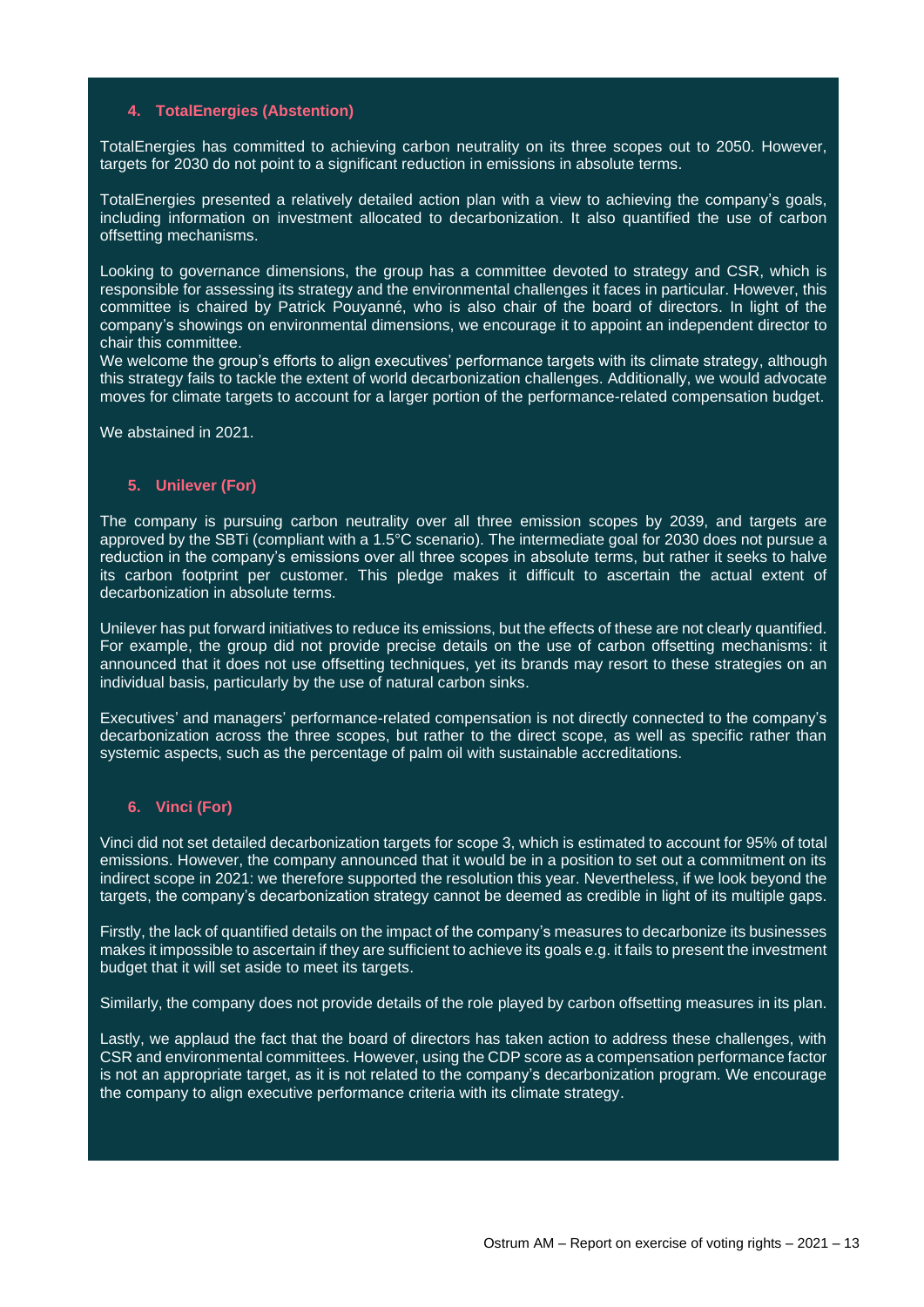#### 4. TotalEnergies (Abstention)

TotalEnergies has committed to achieving carbon neutrality on its three scopes out to 2050. However, targets for 2030 do not point to a significant reduction in emissions in absolute terms.

TotalEnergies presented a relatively detailed action plan with a view to achieving the company's goals, including information on investment allocated to decarbonization. It also quantified the use of carbon offsetting mechanisms.

Looking to governance dimensions, the group has a committee devoted to strategy and CSR, which is responsible for assessing its strategy and the environmental challenges it faces in particular. However, this committee is chaired by Patrick Pouyanné, who is also chair of the board of directors. In light of the company's showings on environmental dimensions, we encourage it to appoint an independent director to chair this committee.
We welcome the group's efforts to align executives' performance targets with its climate strategy, although this strategy fails to tackle the extent of world decarbonization challenges. Additionally, we would advocate moves for climate targets to account for a larger portion of the performance-related compensation budget.

We abstained in 2021.

#### 5. Unilever (For)

The company is pursuing carbon neutrality over all three emission scopes by 2039, and targets are approved by the SBTi (compliant with a 1.5°C scenario). The intermediate goal for 2030 does not pursue a reduction in the company's emissions over all three scopes in absolute terms, but rather it seeks to halve its carbon footprint per customer. This pledge makes it difficult to ascertain the actual extent of decarbonization in absolute terms.

Unilever has put forward initiatives to reduce its emissions, but the effects of these are not clearly quantified. For example, the group did not provide precise details on the use of carbon offsetting mechanisms: it announced that it does not use offsetting techniques, yet its brands may resort to these strategies on an individual basis, particularly by the use of natural carbon sinks.

Executives' and managers' performance-related compensation is not directly connected to the company's decarbonization across the three scopes, but rather to the direct scope, as well as specific rather than systemic aspects, such as the percentage of palm oil with sustainable accreditations.

#### 6. Vinci (For)

Vinci did not set detailed decarbonization targets for scope 3, which is estimated to account for 95% of total emissions. However, the company announced that it would be in a position to set out a commitment on its indirect scope in 2021: we therefore supported the resolution this year. Nevertheless, if we look beyond the targets, the company's decarbonization strategy cannot be deemed as credible in light of its multiple gaps.

Firstly, the lack of quantified details on the impact of the company's measures to decarbonize its businesses makes it impossible to ascertain if they are sufficient to achieve its goals e.g. it fails to present the investment budget that it will set aside to meet its targets.

Similarly, the company does not provide details of the role played by carbon offsetting measures in its plan.

Lastly, we applaud the fact that the board of directors has taken action to address these challenges, with CSR and environmental committees. However, using the CDP score as a compensation performance factor is not an appropriate target, as it is not related to the company's decarbonization program. We encourage the company to align executive performance criteria with its climate strategy.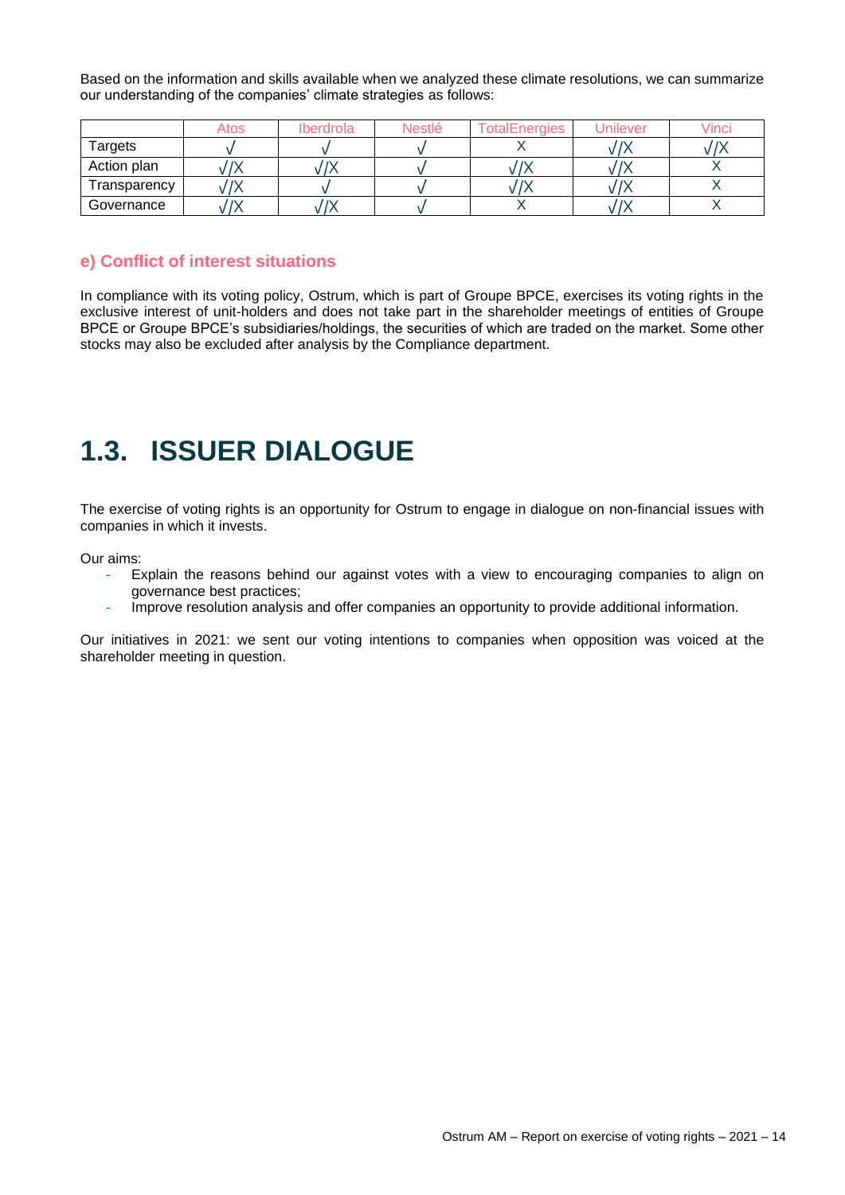Based on the information and skills available when we analyzed these climate resolutions, we can summarize our understanding of the companies' climate strategies as follows:

| | Atos | Iberdrola | Nestlé | TotalEnergies | Unilever | Vinci |
|---|---|---|---|---|---|---|
| Targets | √ | √ | √ | X | √/X | √/X |
| Action plan | √/X | √/X | √ | √/X | √/X | X |
| Transparency | √/X | √ | √ | √/X | √/X | X |
| Governance | √/X | √/X | √ | X | √/X | X |

### e) Conflict of interest situations

In compliance with its voting policy, Ostrum, which is part of Groupe BPCE, exercises its voting rights in the exclusive interest of unit-holders and does not take part in the shareholder meetings of entities of Groupe BPCE or Groupe BPCE's subsidiaries/holdings, the securities of which are traded on the market. Some other stocks may also be excluded after analysis by the Compliance department.

## 1.3. ISSUER DIALOGUE

The exercise of voting rights is an opportunity for Ostrum to engage in dialogue on non-financial issues with companies in which it invests.

Our aims:

- Explain the reasons behind our against votes with a view to encouraging companies to align on governance best practices;
- Improve resolution analysis and offer companies an opportunity to provide additional information.

Our initiatives in 2021: we sent our voting intentions to companies when opposition was voiced at the shareholder meeting in question.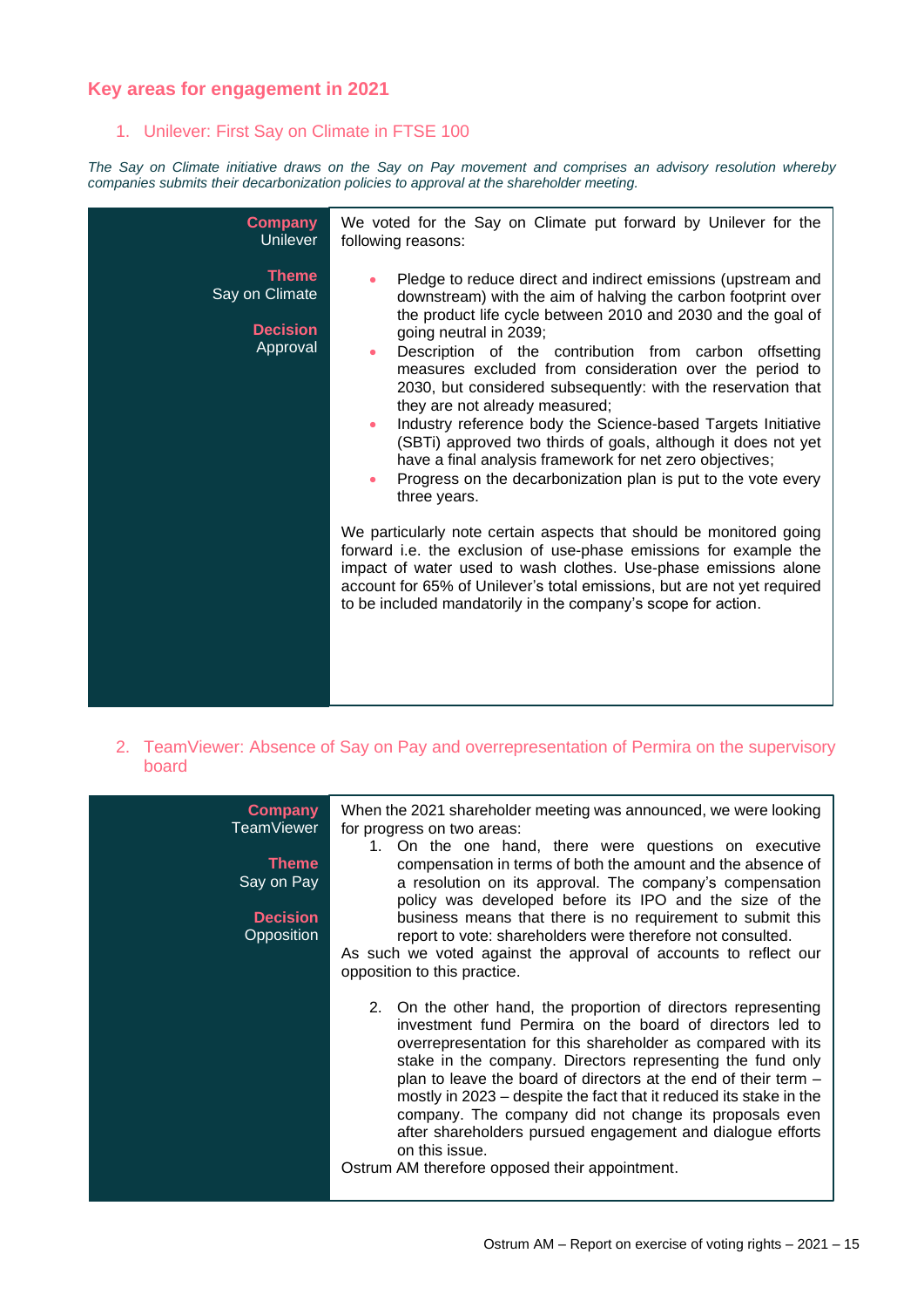## Key areas for engagement in 2021

### 1. Unilever: First Say on Climate in FTSE 100

*The Say on Climate initiative draws on the Say on Pay movement and comprises an advisory resolution whereby companies submits their decarbonization policies to approval at the shareholder meeting.*

| | |
|---|---|
| **Company**<br>Unilever<br><br>**Theme**<br>Say on Climate<br><br>**Decision**<br>Approval | We voted for the Say on Climate put forward by Unilever for the following reasons:<br><br>• Pledge to reduce direct and indirect emissions (upstream and downstream) with the aim of halving the carbon footprint over the product life cycle between 2010 and 2030 and the goal of going neutral in 2039;<br>• Description of the contribution from carbon offsetting measures excluded from consideration over the period to 2030, but considered subsequently: with the reservation that they are not already measured;<br>• Industry reference body the Science-based Targets Initiative (SBTi) approved two thirds of goals, although it does not yet have a final analysis framework for net zero objectives;<br>• Progress on the decarbonization plan is put to the vote every three years.<br><br>We particularly note certain aspects that should be monitored going forward i.e. the exclusion of use-phase emissions for example the impact of water used to wash clothes. Use-phase emissions alone account for 65% of Unilever's total emissions, but are not yet required to be included mandatorily in the company's scope for action. |

### 2. TeamViewer: Absence of Say on Pay and overrepresentation of Permira on the supervisory board

| | |
|---|---|
| **Company**<br>TeamViewer<br><br>**Theme**<br>Say on Pay<br><br>**Decision**<br>Opposition | When the 2021 shareholder meeting was announced, we were looking for progress on two areas:<br>1. On the one hand, there were questions on executive compensation in terms of both the amount and the absence of a resolution on its approval. The company's compensation policy was developed before its IPO and the size of the business means that there is no requirement to submit this report to vote: shareholders were therefore not consulted.<br>As such we voted against the approval of accounts to reflect our opposition to this practice.<br><br>2. On the other hand, the proportion of directors representing investment fund Permira on the board of directors led to overrepresentation for this shareholder as compared with its stake in the company. Directors representing the fund only plan to leave the board of directors at the end of their term – mostly in 2023 – despite the fact that it reduced its stake in the company. The company did not change its proposals even after shareholders pursued engagement and dialogue efforts on this issue.<br>Ostrum AM therefore opposed their appointment. |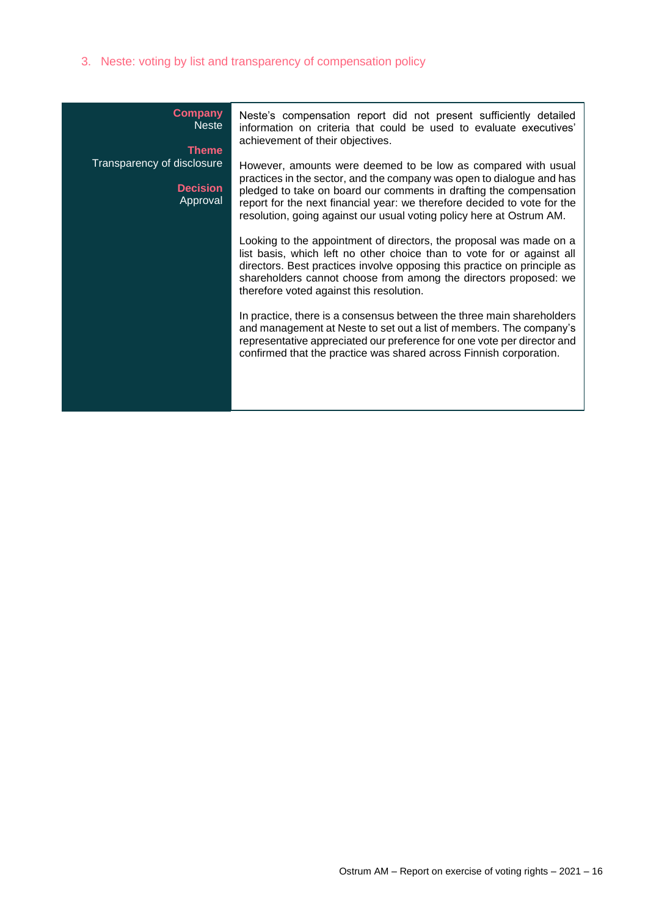### 3. Neste: voting by list and transparency of compensation policy

| **Company** Neste<br><br>**Theme** Transparency of disclosure<br><br>**Decision** Approval | Neste's compensation report did not present sufficiently detailed information on criteria that could be used to evaluate executives' achievement of their objectives.<br><br>However, amounts were deemed to be low as compared with usual practices in the sector, and the company was open to dialogue and has pledged to take on board our comments in drafting the compensation report for the next financial year: we therefore decided to vote for the resolution, going against our usual voting policy here at Ostrum AM.<br><br>Looking to the appointment of directors, the proposal was made on a list basis, which left no other choice than to vote for or against all directors. Best practices involve opposing this practice on principle as shareholders cannot choose from among the directors proposed: we therefore voted against this resolution.<br><br>In practice, there is a consensus between the three main shareholders and management at Neste to set out a list of members. The company's representative appreciated our preference for one vote per director and confirmed that the practice was shared across Finnish corporation. |
|---|---|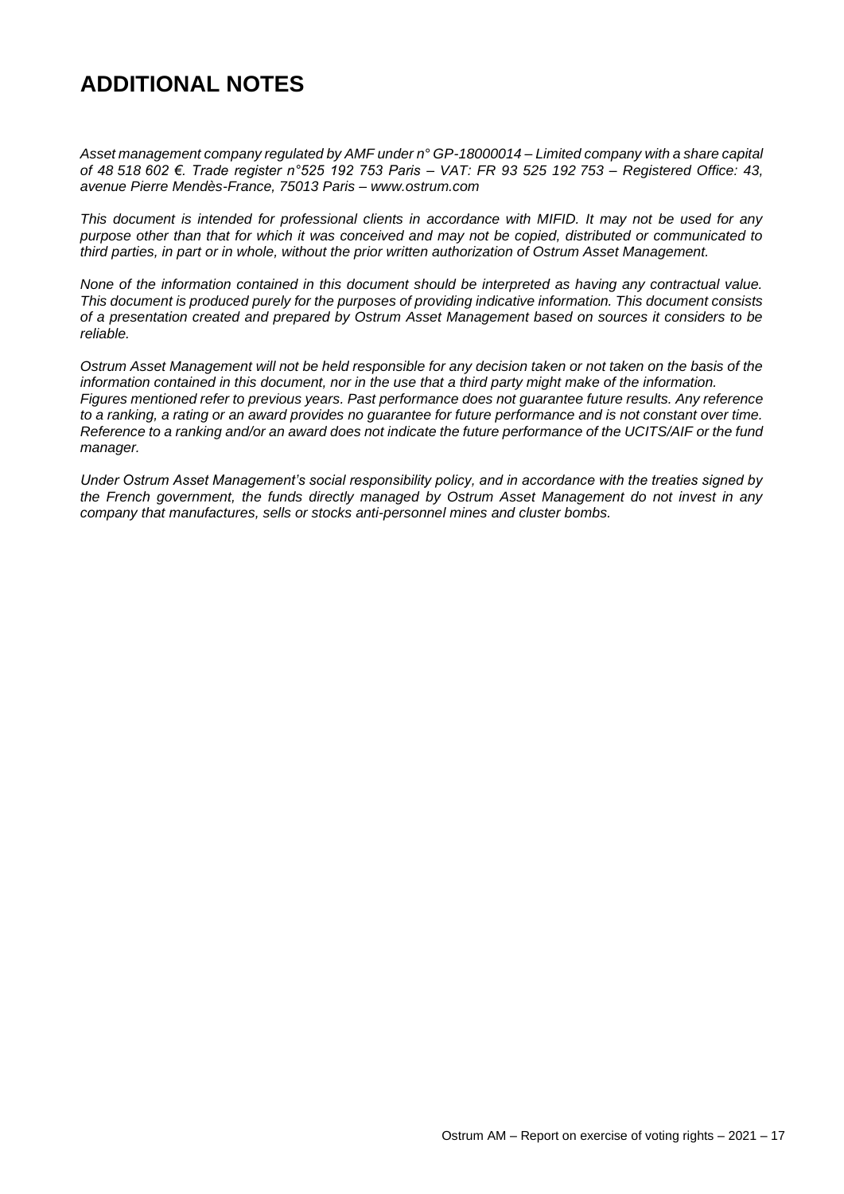# ADDITIONAL NOTES

*Asset management company regulated by AMF under n° GP-18000014 – Limited company with a share capital of 48 518 602 €. Trade register n°525 192 753 Paris – VAT: FR 93 525 192 753 – Registered Office: 43, avenue Pierre Mendès-France, 75013 Paris – www.ostrum.com*

*This document is intended for professional clients in accordance with MIFID. It may not be used for any purpose other than that for which it was conceived and may not be copied, distributed or communicated to third parties, in part or in whole, without the prior written authorization of Ostrum Asset Management.*

*None of the information contained in this document should be interpreted as having any contractual value. This document is produced purely for the purposes of providing indicative information. This document consists of a presentation created and prepared by Ostrum Asset Management based on sources it considers to be reliable.*

*Ostrum Asset Management will not be held responsible for any decision taken or not taken on the basis of the information contained in this document, nor in the use that a third party might make of the information. Figures mentioned refer to previous years. Past performance does not guarantee future results. Any reference to a ranking, a rating or an award provides no guarantee for future performance and is not constant over time. Reference to a ranking and/or an award does not indicate the future performance of the UCITS/AIF or the fund manager.*

*Under Ostrum Asset Management's social responsibility policy, and in accordance with the treaties signed by the French government, the funds directly managed by Ostrum Asset Management do not invest in any company that manufactures, sells or stocks anti-personnel mines and cluster bombs.*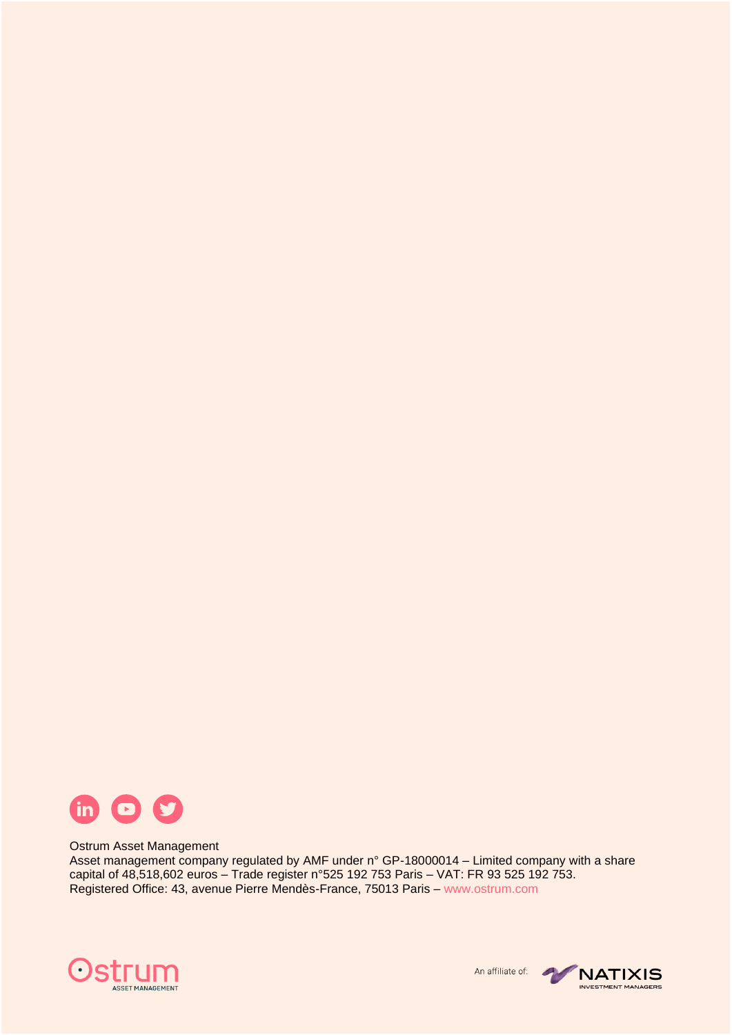Ostrum Asset Management
Asset management company regulated by AMF under n° GP-18000014 – Limited company with a share capital of 48,518,602 euros – Trade register n°525 192 753 Paris – VAT: FR 93 525 192 753.
Registered Office: 43, avenue Pierre Mendès-France, 75013 Paris – www.ostrum.com

An affiliate of: